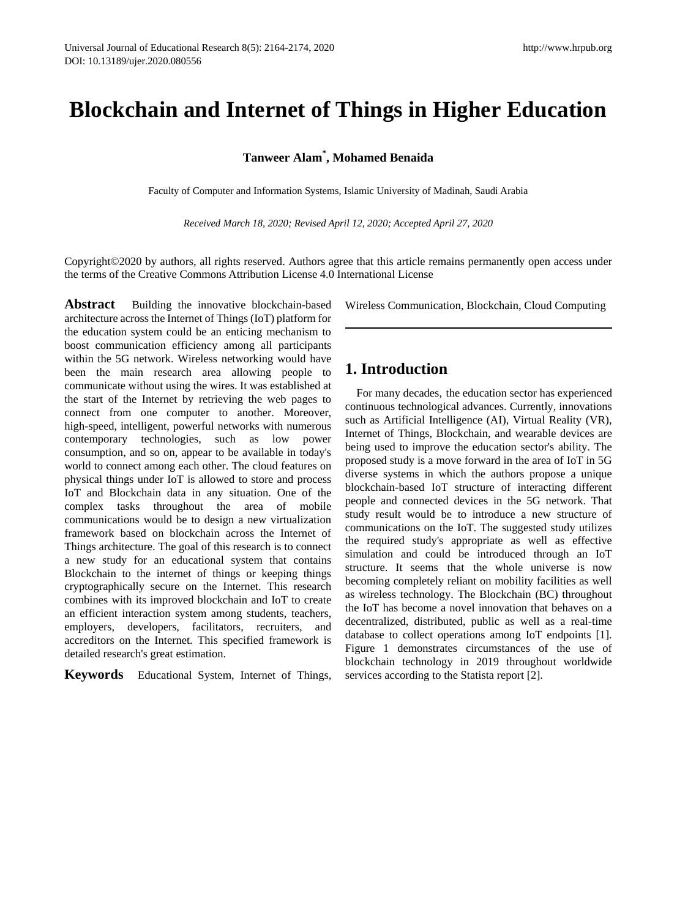# Blockchain and Internet of Things in Higher Education

**Tanweer Alam*, Mohamed Benaida**

Faculty of Computer and Information Systems, Islamic University of Madinah, Saudi Arabia

*Received March 18, 2020; Revised April 12, 2020; Accepted April 27, 2020*

Copyright©2020 by authors, all rights reserved. Authors agree that this article remains permanently open access under the terms of the Creative Commons Attribution License 4.0 International License

**Abstract** Building the innovative blockchain-based architecture across the Internet of Things (IoT) platform for the education system could be an enticing mechanism to boost communication efficiency among all participants within the 5G network. Wireless networking would have been the main research area allowing people to communicate without using the wires. It was established at the start of the Internet by retrieving the web pages to connect from one computer to another. Moreover, high-speed, intelligent, powerful networks with numerous contemporary technologies, such as low power consumption, and so on, appear to be available in today's world to connect among each other. The cloud features on physical things under IoT is allowed to store and process IoT and Blockchain data in any situation. One of the complex tasks throughout the area of mobile communications would be to design a new virtualization framework based on blockchain across the Internet of Things architecture. The goal of this research is to connect a new study for an educational system that contains Blockchain to the internet of things or keeping things cryptographically secure on the Internet. This research combines with its improved blockchain and IoT to create an efficient interaction system among students, teachers, employers, developers, facilitators, recruiters, and accreditors on the Internet. This specified framework is detailed research's great estimation.

**Keywords** Educational System, Internet of Things, Wireless Communication, Blockchain, Cloud Computing

## 1. Introduction

For many decades, the education sector has experienced continuous technological advances. Currently, innovations such as Artificial Intelligence (AI), Virtual Reality (VR), Internet of Things, Blockchain, and wearable devices are being used to improve the education sector's ability. The proposed study is a move forward in the area of IoT in 5G diverse systems in which the authors propose a unique blockchain-based IoT structure of interacting different people and connected devices in the 5G network. That study result would be to introduce a new structure of communications on the IoT. The suggested study utilizes the required study's appropriate as well as effective simulation and could be introduced through an IoT structure. It seems that the whole universe is now becoming completely reliant on mobility facilities as well as wireless technology. The Blockchain (BC) throughout the IoT has become a novel innovation that behaves on a decentralized, distributed, public as well as a real-time database to collect operations among IoT endpoints [1]. Figure 1 demonstrates circumstances of the use of blockchain technology in 2019 throughout worldwide services according to the Statista report [2].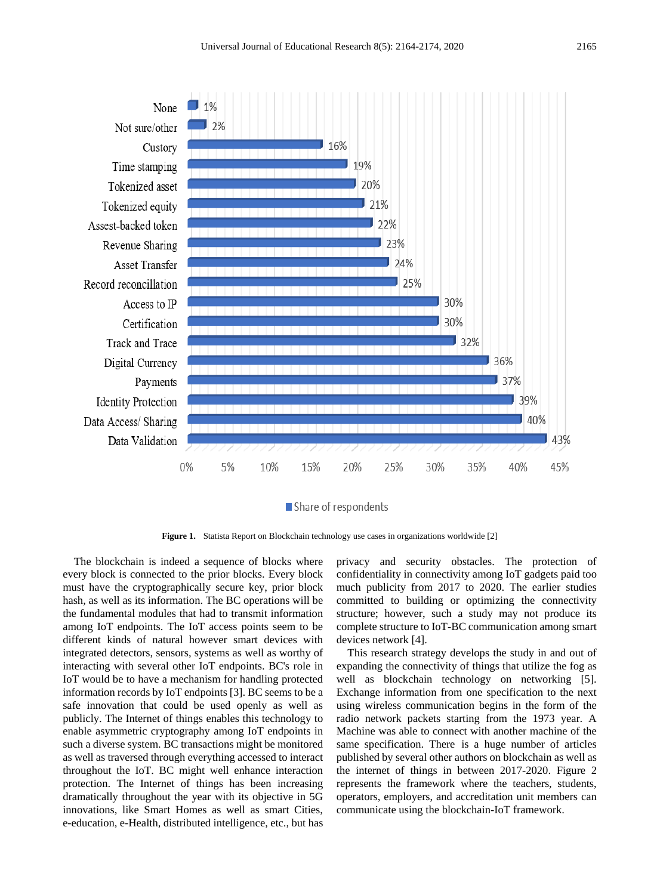| Use case | Share of respondents |
| --- | --- |
| None | 1% |
| Not sure/other | 2% |
| Custory | 16% |
| Time stamping | 19% |
| Tokenized asset | 20% |
| Tokenized equity | 21% |
| Assest-backed token | 22% |
| Revenue Sharing | 23% |
| Asset Transfer | 24% |
| Record reconcillation | 25% |
| Access to IP | 30% |
| Certification | 30% |
| Track and Trace | 32% |
| Digital Currency | 36% |
| Payments | 37% |
| Identity Protection | 39% |
| Data Access/ Sharing | 40% |
| Data Validation | 43% |

**Figure 1.** Statista Report on Blockchain technology use cases in organizations worldwide [2]

The blockchain is indeed a sequence of blocks where every block is connected to the prior blocks. Every block must have the cryptographically secure key, prior block hash, as well as its information. The BC operations will be the fundamental modules that had to transmit information among IoT endpoints. The IoT access points seem to be different kinds of natural however smart devices with integrated detectors, sensors, systems as well as worthy of interacting with several other IoT endpoints. BC's role in IoT would be to have a mechanism for handling protected information records by IoT endpoints [3]. BC seems to be a safe innovation that could be used openly as well as publicly. The Internet of things enables this technology to enable asymmetric cryptography among IoT endpoints in such a diverse system. BC transactions might be monitored as well as traversed through everything accessed to interact throughout the IoT. BC might well enhance interaction protection. The Internet of things has been increasing dramatically throughout the year with its objective in 5G innovations, like Smart Homes as well as smart Cities, e-education, e-Health, distributed intelligence, etc., but has privacy and security obstacles. The protection of confidentiality in connectivity among IoT gadgets paid too much publicity from 2017 to 2020. The earlier studies committed to building or optimizing the connectivity structure; however, such a study may not produce its complete structure to IoT-BC communication among smart devices network [4].

This research strategy develops the study in and out of expanding the connectivity of things that utilize the fog as well as blockchain technology on networking [5]. Exchange information from one specification to the next using wireless communication begins in the form of the radio network packets starting from the 1973 year. A Machine was able to connect with another machine of the same specification. There is a huge number of articles published by several other authors on blockchain as well as the internet of things in between 2017-2020. Figure 2 represents the framework where the teachers, students, operators, employers, and accreditation unit members can communicate using the blockchain-IoT framework.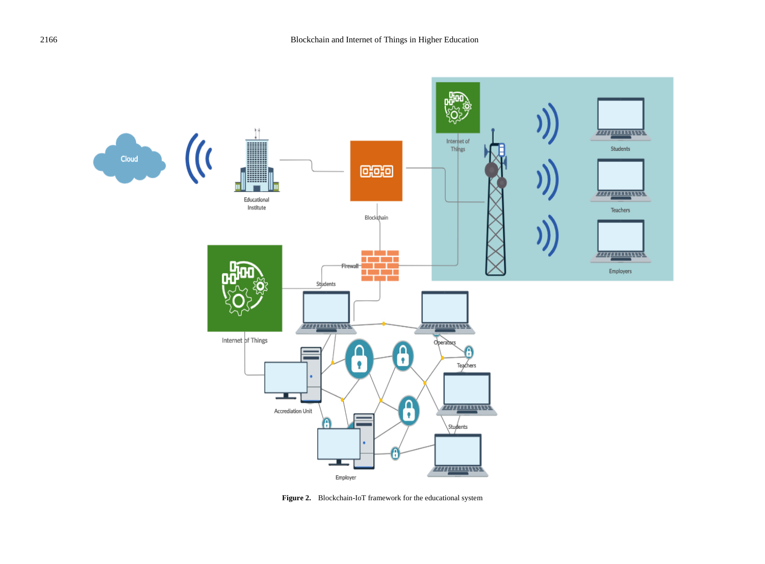**Figure 2.** Blockchain-IoT framework for the educational system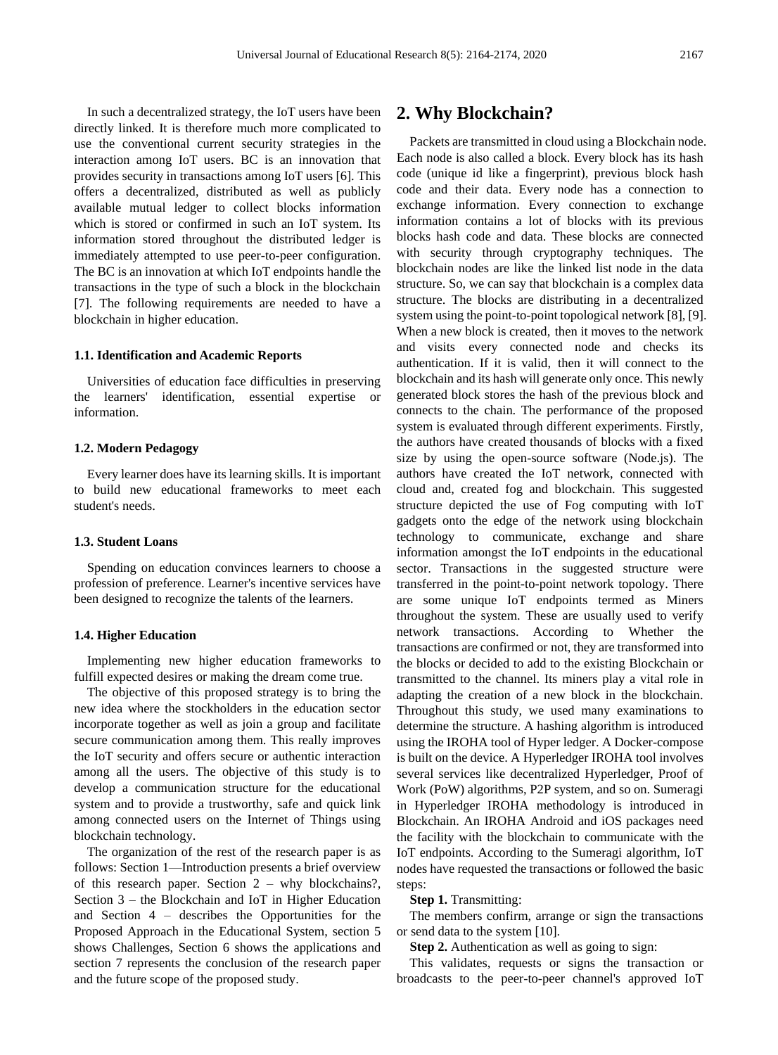In such a decentralized strategy, the IoT users have been directly linked. It is therefore much more complicated to use the conventional current security strategies in the interaction among IoT users. BC is an innovation that provides security in transactions among IoT users [6]. This offers a decentralized, distributed as well as publicly available mutual ledger to collect blocks information which is stored or confirmed in such an IoT system. Its information stored throughout the distributed ledger is immediately attempted to use peer-to-peer configuration. The BC is an innovation at which IoT endpoints handle the transactions in the type of such a block in the blockchain [7]. The following requirements are needed to have a blockchain in higher education.

#### 1.1. Identification and Academic Reports

Universities of education face difficulties in preserving the learners' identification, essential expertise or information.

#### 1.2. Modern Pedagogy

Every learner does have its learning skills. It is important to build new educational frameworks to meet each student's needs.

#### 1.3. Student Loans

Spending on education convinces learners to choose a profession of preference. Learner's incentive services have been designed to recognize the talents of the learners.

#### 1.4. Higher Education

Implementing new higher education frameworks to fulfill expected desires or making the dream come true.

The objective of this proposed strategy is to bring the new idea where the stockholders in the education sector incorporate together as well as join a group and facilitate secure communication among them. This really improves the IoT security and offers secure or authentic interaction among all the users. The objective of this study is to develop a communication structure for the educational system and to provide a trustworthy, safe and quick link among connected users on the Internet of Things using blockchain technology.

The organization of the rest of the research paper is as follows: Section 1—Introduction presents a brief overview of this research paper. Section 2 – why blockchains?, Section 3 – the Blockchain and IoT in Higher Education and Section 4 – describes the Opportunities for the Proposed Approach in the Educational System, section 5 shows Challenges, Section 6 shows the applications and section 7 represents the conclusion of the research paper and the future scope of the proposed study.

## 2. Why Blockchain?

Packets are transmitted in cloud using a Blockchain node. Each node is also called a block. Every block has its hash code (unique id like a fingerprint), previous block hash code and their data. Every node has a connection to exchange information. Every connection to exchange information contains a lot of blocks with its previous blocks hash code and data. These blocks are connected with security through cryptography techniques. The blockchain nodes are like the linked list node in the data structure. So, we can say that blockchain is a complex data structure. The blocks are distributing in a decentralized system using the point-to-point topological network [8], [9]. When a new block is created, then it moves to the network and visits every connected node and checks its authentication. If it is valid, then it will connect to the blockchain and its hash will generate only once. This newly generated block stores the hash of the previous block and connects to the chain. The performance of the proposed system is evaluated through different experiments. Firstly, the authors have created thousands of blocks with a fixed size by using the open-source software (Node.js). The authors have created the IoT network, connected with cloud and, created fog and blockchain. This suggested structure depicted the use of Fog computing with IoT gadgets onto the edge of the network using blockchain technology to communicate, exchange and share information amongst the IoT endpoints in the educational sector. Transactions in the suggested structure were transferred in the point-to-point network topology. There are some unique IoT endpoints termed as Miners throughout the system. These are usually used to verify network transactions. According to Whether the transactions are confirmed or not, they are transformed into the blocks or decided to add to the existing Blockchain or transmitted to the channel. Its miners play a vital role in adapting the creation of a new block in the blockchain. Throughout this study, we used many examinations to determine the structure. A hashing algorithm is introduced using the IROHA tool of Hyper ledger. A Docker-compose is built on the device. A Hyperledger IROHA tool involves several services like decentralized Hyperledger, Proof of Work (PoW) algorithms, P2P system, and so on. Sumeragi in Hyperledger IROHA methodology is introduced in Blockchain. An IROHA Android and iOS packages need the facility with the blockchain to communicate with the IoT endpoints. According to the Sumeragi algorithm, IoT nodes have requested the transactions or followed the basic steps:

**Step 1.** Transmitting:

The members confirm, arrange or sign the transactions or send data to the system [10].

**Step 2.** Authentication as well as going to sign:

This validates, requests or signs the transaction or broadcasts to the peer-to-peer channel's approved IoT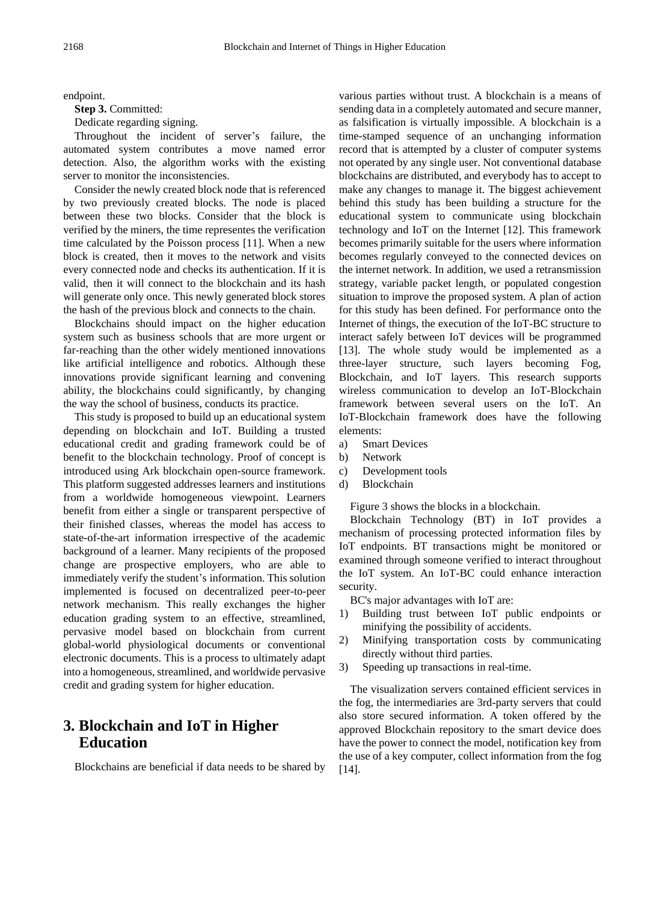endpoint.

**Step 3.** Committed:

Dedicate regarding signing.

Throughout the incident of server's failure, the automated system contributes a move named error detection. Also, the algorithm works with the existing server to monitor the inconsistencies.

Consider the newly created block node that is referenced by two previously created blocks. The node is placed between these two blocks. Consider that the block is verified by the miners, the time representes the verification time calculated by the Poisson process [11]. When a new block is created, then it moves to the network and visits every connected node and checks its authentication. If it is valid, then it will connect to the blockchain and its hash will generate only once. This newly generated block stores the hash of the previous block and connects to the chain.

Blockchains should impact on the higher education system such as business schools that are more urgent or far-reaching than the other widely mentioned innovations like artificial intelligence and robotics. Although these innovations provide significant learning and convening ability, the blockchains could significantly, by changing the way the school of business, conducts its practice.

This study is proposed to build up an educational system depending on blockchain and IoT. Building a trusted educational credit and grading framework could be of benefit to the blockchain technology. Proof of concept is introduced using Ark blockchain open-source framework. This platform suggested addresses learners and institutions from a worldwide homogeneous viewpoint. Learners benefit from either a single or transparent perspective of their finished classes, whereas the model has access to state-of-the-art information irrespective of the academic background of a learner. Many recipients of the proposed change are prospective employers, who are able to immediately verify the student's information. This solution implemented is focused on decentralized peer-to-peer network mechanism. This really exchanges the higher education grading system to an effective, streamlined, pervasive model based on blockchain from current global-world physiological documents or conventional electronic documents. This is a process to ultimately adapt into a homogeneous, streamlined, and worldwide pervasive credit and grading system for higher education.

# 3. Blockchain and IoT in Higher Education

Blockchains are beneficial if data needs to be shared by various parties without trust. A blockchain is a means of sending data in a completely automated and secure manner, as falsification is virtually impossible. A blockchain is a time-stamped sequence of an unchanging information record that is attempted by a cluster of computer systems not operated by any single user. Not conventional database blockchains are distributed, and everybody has to accept to make any changes to manage it. The biggest achievement behind this study has been building a structure for the educational system to communicate using blockchain technology and IoT on the Internet [12]. This framework becomes primarily suitable for the users where information becomes regularly conveyed to the connected devices on the internet network. In addition, we used a retransmission strategy, variable packet length, or populated congestion situation to improve the proposed system. A plan of action for this study has been defined. For performance onto the Internet of things, the execution of the IoT-BC structure to interact safely between IoT devices will be programmed [13]. The whole study would be implemented as a three-layer structure, such layers becoming Fog, Blockchain, and IoT layers. This research supports wireless communication to develop an IoT-Blockchain framework between several users on the IoT. An IoT-Blockchain framework does have the following elements:

a) Smart Devices
b) Network
c) Development tools
d) Blockchain

Figure 3 shows the blocks in a blockchain.

Blockchain Technology (BT) in IoT provides a mechanism of processing protected information files by IoT endpoints. BT transactions might be monitored or examined through someone verified to interact throughout the IoT system. An IoT-BC could enhance interaction security.

BC's major advantages with IoT are:

1) Building trust between IoT public endpoints or minifying the possibility of accidents.
2) Minifying transportation costs by communicating directly without third parties.
3) Speeding up transactions in real-time.

The visualization servers contained efficient services in the fog, the intermediaries are 3rd-party servers that could also store secured information. A token offered by the approved Blockchain repository to the smart device does have the power to connect the model, notification key from the use of a key computer, collect information from the fog [14].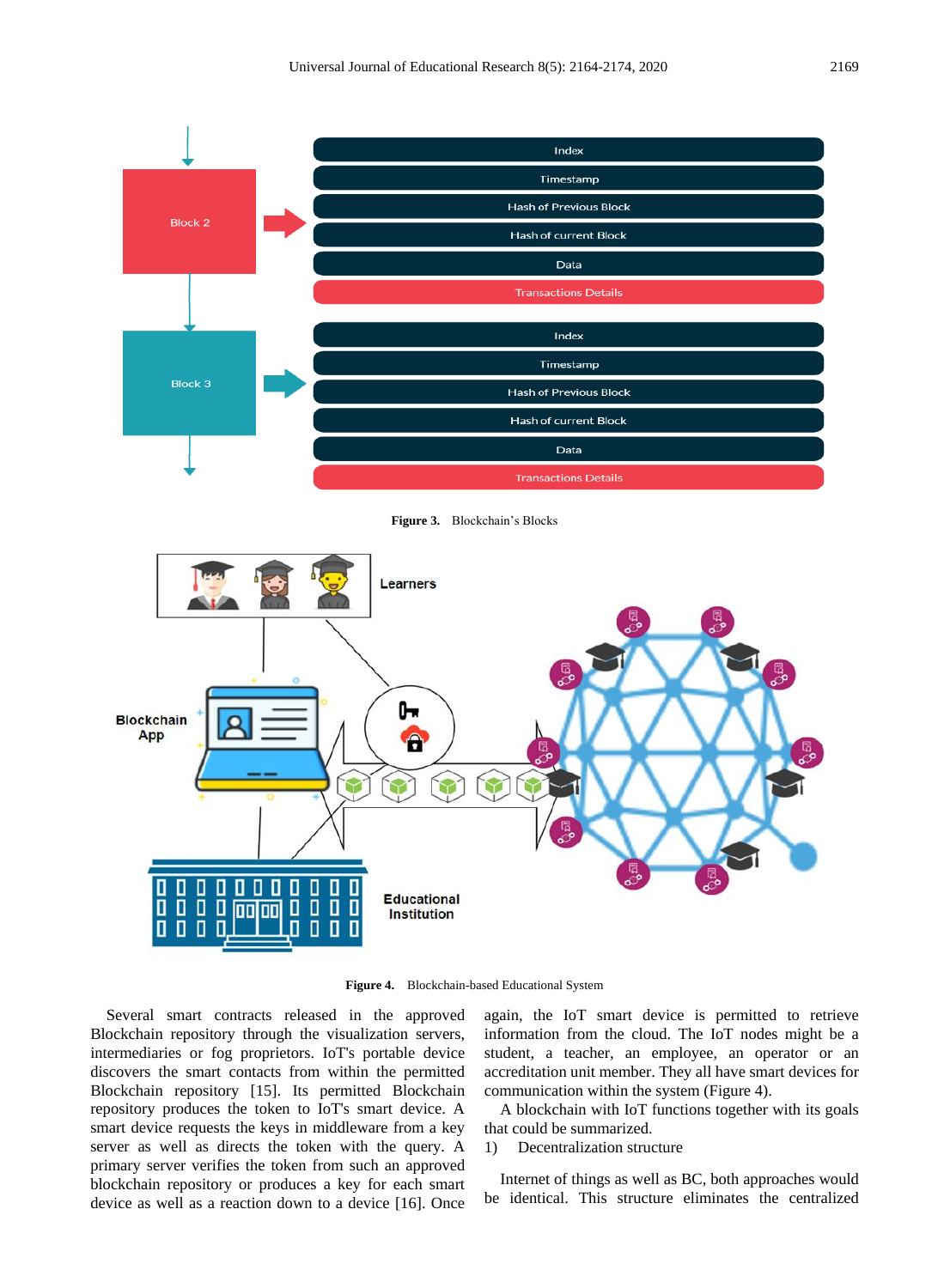Figure 3. Blockchain's Blocks

Figure 4. Blockchain-based Educational System

Several smart contracts released in the approved Blockchain repository through the visualization servers, intermediaries or fog proprietors. IoT's portable device discovers the smart contacts from within the permitted Blockchain repository [15]. Its permitted Blockchain repository produces the token to IoT's smart device. A smart device requests the keys in middleware from a key server as well as directs the token with the query. A primary server verifies the token from such an approved blockchain repository or produces a key for each smart device as well as a reaction down to a device [16]. Once again, the IoT smart device is permitted to retrieve information from the cloud. The IoT nodes might be a student, a teacher, an employee, an operator or an accreditation unit member. They all have smart devices for communication within the system (Figure 4).

A blockchain with IoT functions together with its goals that could be summarized.

1) Decentralization structure

Internet of things as well as BC, both approaches would be identical. This structure eliminates the centralized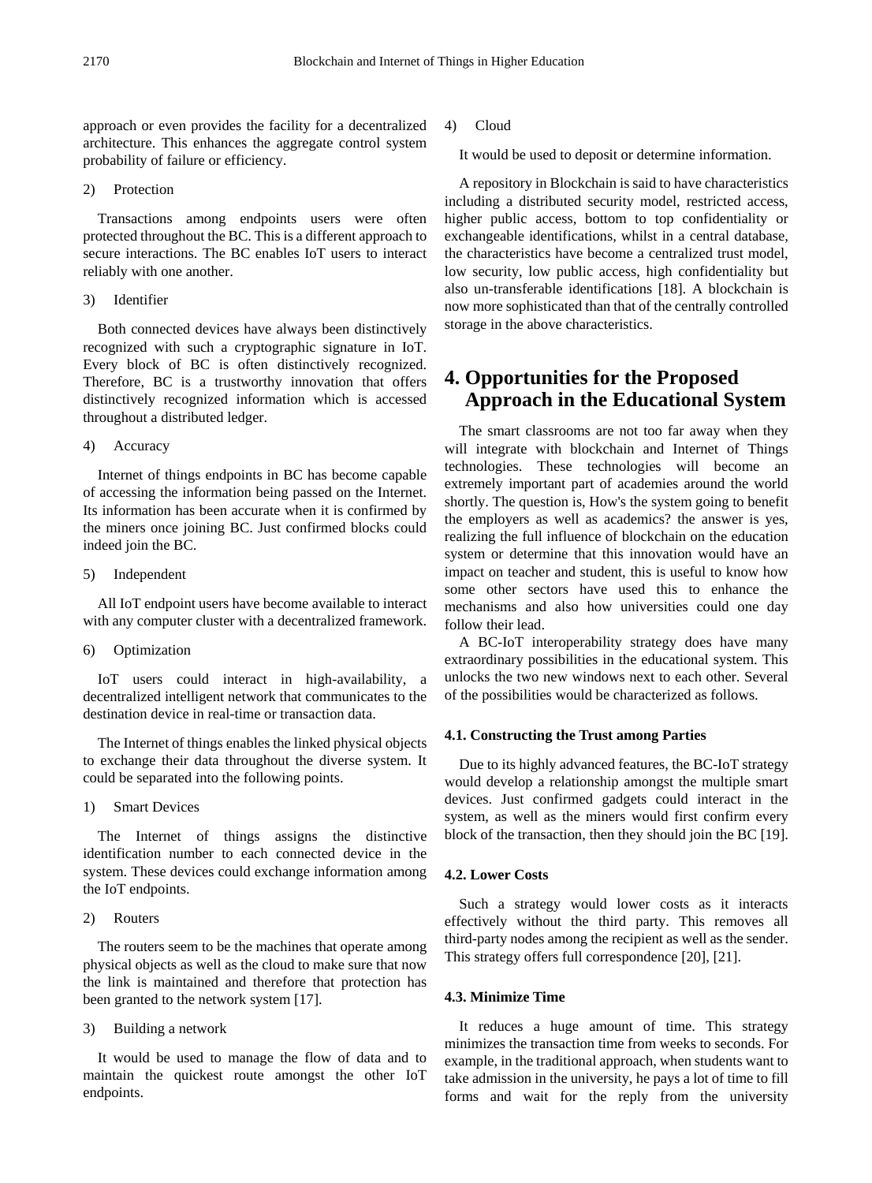approach or even provides the facility for a decentralized architecture. This enhances the aggregate control system probability of failure or efficiency.

2) Protection

Transactions among endpoints users were often protected throughout the BC. This is a different approach to secure interactions. The BC enables IoT users to interact reliably with one another.

3) Identifier

Both connected devices have always been distinctively recognized with such a cryptographic signature in IoT. Every block of BC is often distinctively recognized. Therefore, BC is a trustworthy innovation that offers distinctively recognized information which is accessed throughout a distributed ledger.

4) Accuracy

Internet of things endpoints in BC has become capable of accessing the information being passed on the Internet. Its information has been accurate when it is confirmed by the miners once joining BC. Just confirmed blocks could indeed join the BC.

5) Independent

All IoT endpoint users have become available to interact with any computer cluster with a decentralized framework.

6) Optimization

IoT users could interact in high-availability, a decentralized intelligent network that communicates to the destination device in real-time or transaction data.

The Internet of things enables the linked physical objects to exchange their data throughout the diverse system. It could be separated into the following points.

1) Smart Devices

The Internet of things assigns the distinctive identification number to each connected device in the system. These devices could exchange information among the IoT endpoints.

2) Routers

The routers seem to be the machines that operate among physical objects as well as the cloud to make sure that now the link is maintained and therefore that protection has been granted to the network system [17].

3) Building a network

It would be used to manage the flow of data and to maintain the quickest route amongst the other IoT endpoints.

4) Cloud

It would be used to deposit or determine information.

A repository in Blockchain is said to have characteristics including a distributed security model, restricted access, higher public access, bottom to top confidentiality or exchangeable identifications, whilst in a central database, the characteristics have become a centralized trust model, low security, low public access, high confidentiality but also un-transferable identifications [18]. A blockchain is now more sophisticated than that of the centrally controlled storage in the above characteristics.

# 4. Opportunities for the Proposed Approach in the Educational System

The smart classrooms are not too far away when they will integrate with blockchain and Internet of Things technologies. These technologies will become an extremely important part of academies around the world shortly. The question is, How's the system going to benefit the employers as well as academics? the answer is yes, realizing the full influence of blockchain on the education system or determine that this innovation would have an impact on teacher and student, this is useful to know how some other sectors have used this to enhance the mechanisms and also how universities could one day follow their lead.

A BC-IoT interoperability strategy does have many extraordinary possibilities in the educational system. This unlocks the two new windows next to each other. Several of the possibilities would be characterized as follows.

### 4.1. Constructing the Trust among Parties

Due to its highly advanced features, the BC-IoT strategy would develop a relationship amongst the multiple smart devices. Just confirmed gadgets could interact in the system, as well as the miners would first confirm every block of the transaction, then they should join the BC [19].

### 4.2. Lower Costs

Such a strategy would lower costs as it interacts effectively without the third party. This removes all third-party nodes among the recipient as well as the sender. This strategy offers full correspondence [20], [21].

### 4.3. Minimize Time

It reduces a huge amount of time. This strategy minimizes the transaction time from weeks to seconds. For example, in the traditional approach, when students want to take admission in the university, he pays a lot of time to fill forms and wait for the reply from the university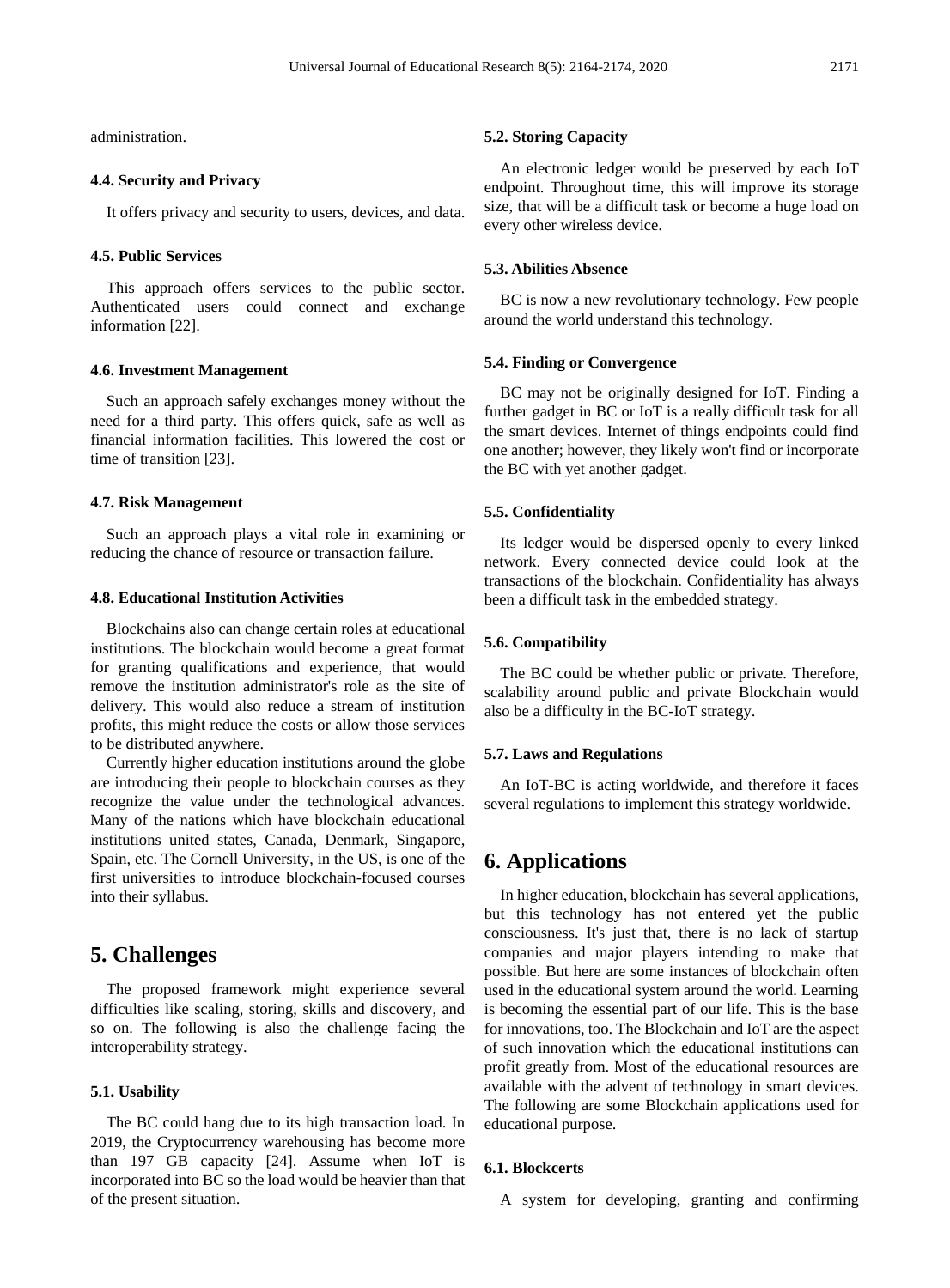administration.

### 4.4. Security and Privacy

It offers privacy and security to users, devices, and data.

### 4.5. Public Services

This approach offers services to the public sector. Authenticated users could connect and exchange information [22].

### 4.6. Investment Management

Such an approach safely exchanges money without the need for a third party. This offers quick, safe as well as financial information facilities. This lowered the cost or time of transition [23].

### 4.7. Risk Management

Such an approach plays a vital role in examining or reducing the chance of resource or transaction failure.

### 4.8. Educational Institution Activities

Blockchains also can change certain roles at educational institutions. The blockchain would become a great format for granting qualifications and experience, that would remove the institution administrator's role as the site of delivery. This would also reduce a stream of institution profits, this might reduce the costs or allow those services to be distributed anywhere.

Currently higher education institutions around the globe are introducing their people to blockchain courses as they recognize the value under the technological advances. Many of the nations which have blockchain educational institutions united states, Canada, Denmark, Singapore, Spain, etc. The Cornell University, in the US, is one of the first universities to introduce blockchain-focused courses into their syllabus.

## 5. Challenges

The proposed framework might experience several difficulties like scaling, storing, skills and discovery, and so on. The following is also the challenge facing the interoperability strategy.

### 5.1. Usability

The BC could hang due to its high transaction load. In 2019, the Cryptocurrency warehousing has become more than 197 GB capacity [24]. Assume when IoT is incorporated into BC so the load would be heavier than that of the present situation.

### 5.2. Storing Capacity

An electronic ledger would be preserved by each IoT endpoint. Throughout time, this will improve its storage size, that will be a difficult task or become a huge load on every other wireless device.

### 5.3. Abilities Absence

BC is now a new revolutionary technology. Few people around the world understand this technology.

### 5.4. Finding or Convergence

BC may not be originally designed for IoT. Finding a further gadget in BC or IoT is a really difficult task for all the smart devices. Internet of things endpoints could find one another; however, they likely won't find or incorporate the BC with yet another gadget.

### 5.5. Confidentiality

Its ledger would be dispersed openly to every linked network. Every connected device could look at the transactions of the blockchain. Confidentiality has always been a difficult task in the embedded strategy.

### 5.6. Compatibility

The BC could be whether public or private. Therefore, scalability around public and private Blockchain would also be a difficulty in the BC-IoT strategy.

### 5.7. Laws and Regulations

An IoT-BC is acting worldwide, and therefore it faces several regulations to implement this strategy worldwide.

## 6. Applications

In higher education, blockchain has several applications, but this technology has not entered yet the public consciousness. It's just that, there is no lack of startup companies and major players intending to make that possible. But here are some instances of blockchain often used in the educational system around the world. Learning is becoming the essential part of our life. This is the base for innovations, too. The Blockchain and IoT are the aspect of such innovation which the educational institutions can profit greatly from. Most of the educational resources are available with the advent of technology in smart devices. The following are some Blockchain applications used for educational purpose.

### 6.1. Blockcerts

A system for developing, granting and confirming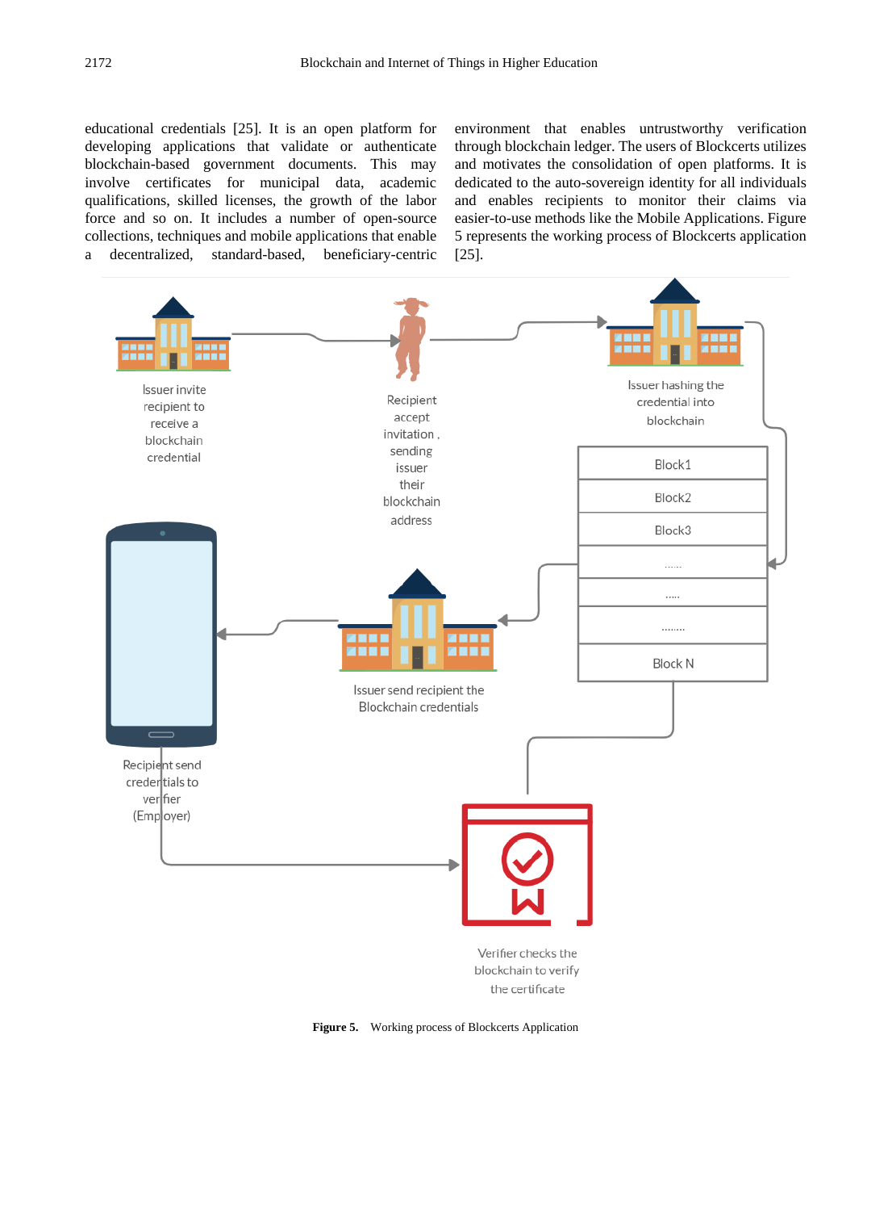educational credentials [25]. It is an open platform for developing applications that validate or authenticate blockchain-based government documents. This may involve certificates for municipal data, academic qualifications, skilled licenses, the growth of the labor force and so on. It includes a number of open-source collections, techniques and mobile applications that enable a decentralized, standard-based, beneficiary-centric environment that enables untrustworthy verification through blockchain ledger. The users of Blockcerts utilizes and motivates the consolidation of open platforms. It is dedicated to the auto-sovereign identity for all individuals and enables recipients to monitor their claims via easier-to-use methods like the Mobile Applications. Figure 5 represents the working process of Blockcerts application [25].

Issuer invite recipient to receive a blockchain credential

Recipient accept invitation, sending issuer their blockchain address

Issuer hashing the credential into blockchain

Block1

Block2

Block3

......

.....

........

Block N

Issuer send recipient the Blockchain credentials

Recipient send credentials to verifier (Employer)

Verifier checks the blockchain to verify the certificate

**Figure 5.** Working process of Blockcerts Application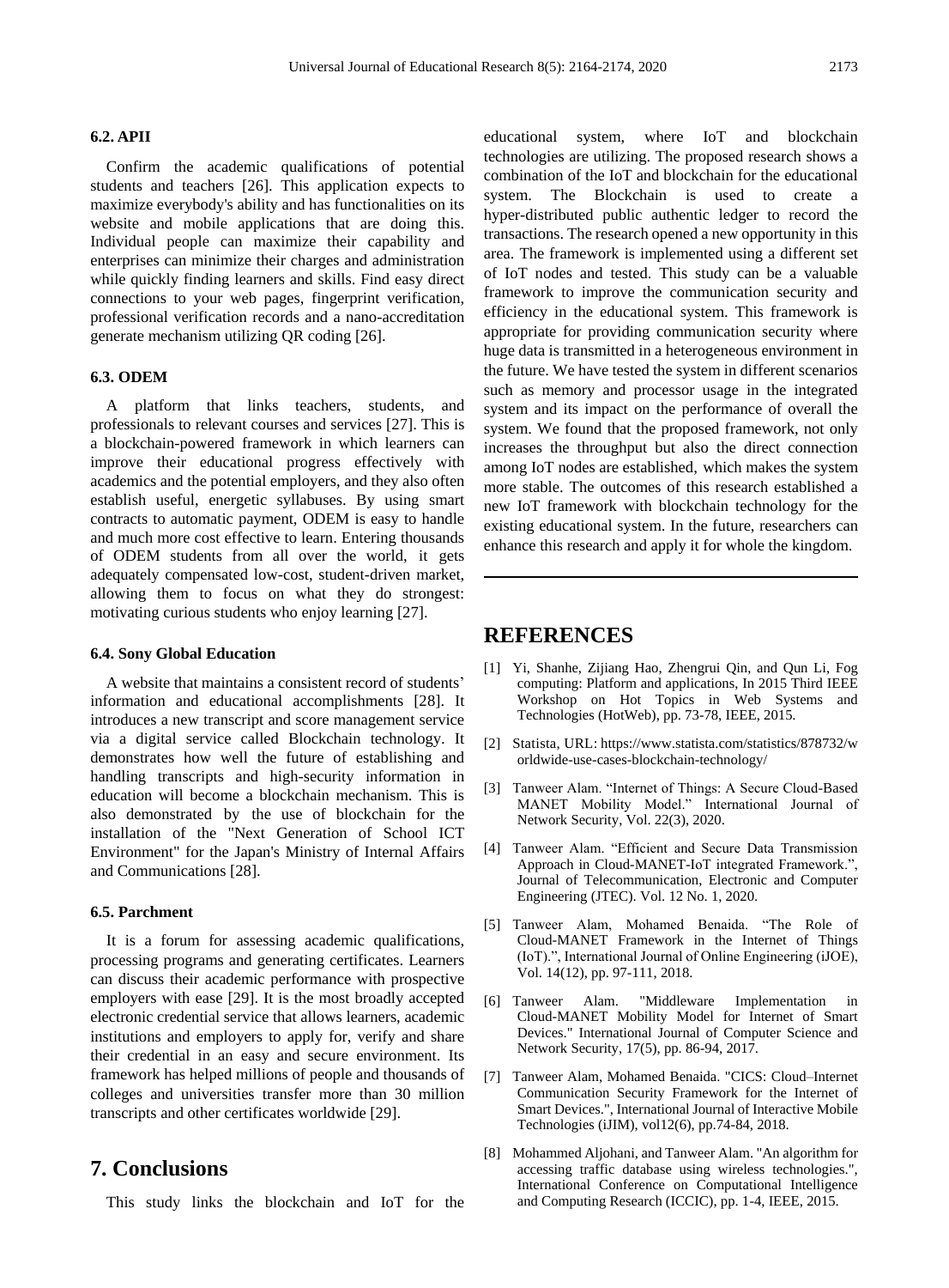### 6.2. APII

Confirm the academic qualifications of potential students and teachers [26]. This application expects to maximize everybody's ability and has functionalities on its website and mobile applications that are doing this. Individual people can maximize their capability and enterprises can minimize their charges and administration while quickly finding learners and skills. Find easy direct connections to your web pages, fingerprint verification, professional verification records and a nano-accreditation generate mechanism utilizing QR coding [26].

### 6.3. ODEM

A platform that links teachers, students, and professionals to relevant courses and services [27]. This is a blockchain-powered framework in which learners can improve their educational progress effectively with academics and the potential employers, and they also often establish useful, energetic syllabuses. By using smart contracts to automatic payment, ODEM is easy to handle and much more cost effective to learn. Entering thousands of ODEM students from all over the world, it gets adequately compensated low-cost, student-driven market, allowing them to focus on what they do strongest: motivating curious students who enjoy learning [27].

### 6.4. Sony Global Education

A website that maintains a consistent record of students' information and educational accomplishments [28]. It introduces a new transcript and score management service via a digital service called Blockchain technology. It demonstrates how well the future of establishing and handling transcripts and high-security information in education will become a blockchain mechanism. This is also demonstrated by the use of blockchain for the installation of the "Next Generation of School ICT Environment" for the Japan's Ministry of Internal Affairs and Communications [28].

### 6.5. Parchment

It is a forum for assessing academic qualifications, processing programs and generating certificates. Learners can discuss their academic performance with prospective employers with ease [29]. It is the most broadly accepted electronic credential service that allows learners, academic institutions and employers to apply for, verify and share their credential in an easy and secure environment. Its framework has helped millions of people and thousands of colleges and universities transfer more than 30 million transcripts and other certificates worldwide [29].

## 7. Conclusions

This study links the blockchain and IoT for the educational system, where IoT and blockchain technologies are utilizing. The proposed research shows a combination of the IoT and blockchain for the educational system. The Blockchain is used to create a hyper-distributed public authentic ledger to record the transactions. The research opened a new opportunity in this area. The framework is implemented using a different set of IoT nodes and tested. This study can be a valuable framework to improve the communication security and efficiency in the educational system. This framework is appropriate for providing communication security where huge data is transmitted in a heterogeneous environment in the future. We have tested the system in different scenarios such as memory and processor usage in the integrated system and its impact on the performance of overall the system. We found that the proposed framework, not only increases the throughput but also the direct connection among IoT nodes are established, which makes the system more stable. The outcomes of this research established a new IoT framework with blockchain technology for the existing educational system. In the future, researchers can enhance this research and apply it for whole the kingdom.

## REFERENCES

[1] Yi, Shanhe, Zijiang Hao, Zhengrui Qin, and Qun Li, Fog computing: Platform and applications, In 2015 Third IEEE Workshop on Hot Topics in Web Systems and Technologies (HotWeb), pp. 73-78, IEEE, 2015.

[2] Statista, URL: https://www.statista.com/statistics/878732/worldwide-use-cases-blockchain-technology/

[3] Tanweer Alam. "Internet of Things: A Secure Cloud-Based MANET Mobility Model." International Journal of Network Security, Vol. 22(3), 2020.

[4] Tanweer Alam. "Efficient and Secure Data Transmission Approach in Cloud-MANET-IoT integrated Framework.", Journal of Telecommunication, Electronic and Computer Engineering (JTEC). Vol. 12 No. 1, 2020.

[5] Tanweer Alam, Mohamed Benaida. "The Role of Cloud-MANET Framework in the Internet of Things (IoT).", International Journal of Online Engineering (iJOE), Vol. 14(12), pp. 97-111, 2018.

[6] Tanweer Alam. "Middleware Implementation in Cloud-MANET Mobility Model for Internet of Smart Devices." International Journal of Computer Science and Network Security, 17(5), pp. 86-94, 2017.

[7] Tanweer Alam, Mohamed Benaida. "CICS: Cloud–Internet Communication Security Framework for the Internet of Smart Devices.", International Journal of Interactive Mobile Technologies (iJIM), vol12(6), pp.74-84, 2018.

[8] Mohammed Aljohani, and Tanweer Alam. "An algorithm for accessing traffic database using wireless technologies.", International Conference on Computational Intelligence and Computing Research (ICCIC), pp. 1-4, IEEE, 2015.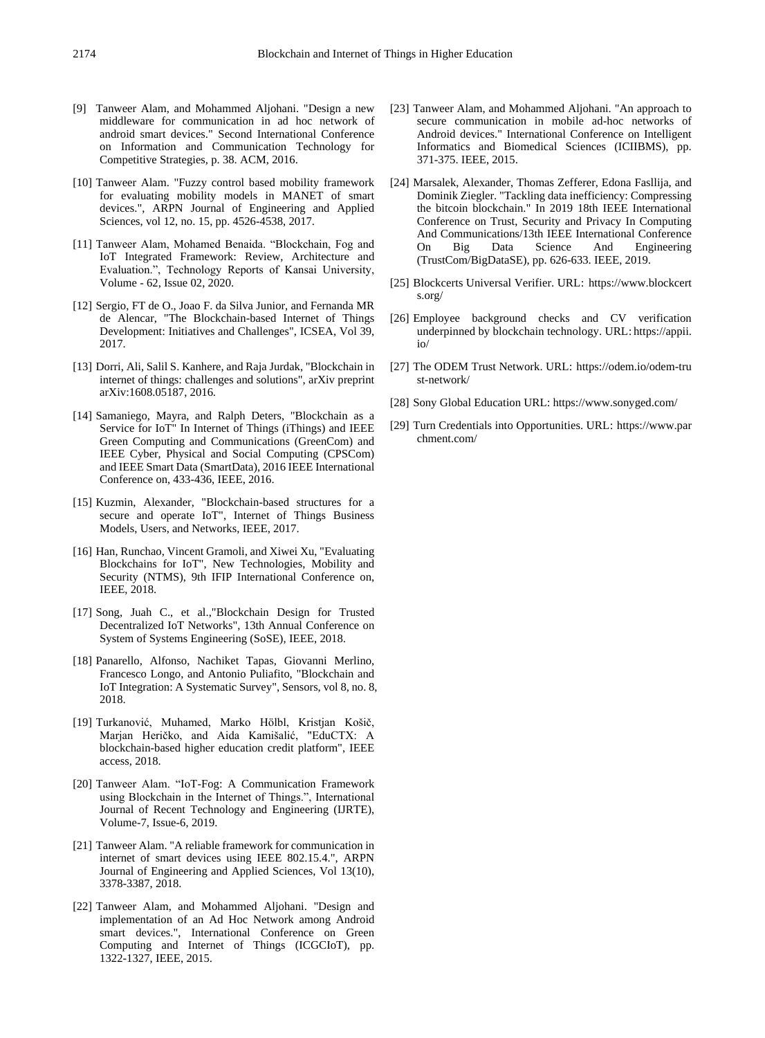[9] Tanweer Alam, and Mohammed Aljohani. "Design a new middleware for communication in ad hoc network of android smart devices." Second International Conference on Information and Communication Technology for Competitive Strategies, p. 38. ACM, 2016.

[10] Tanweer Alam. "Fuzzy control based mobility framework for evaluating mobility models in MANET of smart devices.", ARPN Journal of Engineering and Applied Sciences, vol 12, no. 15, pp. 4526-4538, 2017.

[11] Tanweer Alam, Mohamed Benaida. "Blockchain, Fog and IoT Integrated Framework: Review, Architecture and Evaluation.", Technology Reports of Kansai University, Volume - 62, Issue 02, 2020.

[12] Sergio, FT de O., Joao F. da Silva Junior, and Fernanda MR de Alencar, "The Blockchain-based Internet of Things Development: Initiatives and Challenges", ICSEA, Vol 39, 2017.

[13] Dorri, Ali, Salil S. Kanhere, and Raja Jurdak, "Blockchain in internet of things: challenges and solutions", arXiv preprint arXiv:1608.05187, 2016.

[14] Samaniego, Mayra, and Ralph Deters, "Blockchain as a Service for IoT" In Internet of Things (iThings) and IEEE Green Computing and Communications (GreenCom) and IEEE Cyber, Physical and Social Computing (CPSCom) and IEEE Smart Data (SmartData), 2016 IEEE International Conference on, 433-436, IEEE, 2016.

[15] Kuzmin, Alexander, "Blockchain-based structures for a secure and operate IoT", Internet of Things Business Models, Users, and Networks, IEEE, 2017.

[16] Han, Runchao, Vincent Gramoli, and Xiwei Xu, "Evaluating Blockchains for IoT", New Technologies, Mobility and Security (NTMS), 9th IFIP International Conference on, IEEE, 2018.

[17] Song, Juah C., et al.,"Blockchain Design for Trusted Decentralized IoT Networks", 13th Annual Conference on System of Systems Engineering (SoSE), IEEE, 2018.

[18] Panarello, Alfonso, Nachiket Tapas, Giovanni Merlino, Francesco Longo, and Antonio Puliafito, "Blockchain and IoT Integration: A Systematic Survey", Sensors, vol 8, no. 8, 2018.

[19] Turkanović, Muhamed, Marko Hölbl, Kristjan Košič, Marjan Heričko, and Aida Kamišalić, "EduCTX: A blockchain-based higher education credit platform", IEEE access, 2018.

[20] Tanweer Alam. "IoT-Fog: A Communication Framework using Blockchain in the Internet of Things.", International Journal of Recent Technology and Engineering (IJRTE), Volume-7, Issue-6, 2019.

[21] Tanweer Alam. "A reliable framework for communication in internet of smart devices using IEEE 802.15.4.", ARPN Journal of Engineering and Applied Sciences, Vol 13(10), 3378-3387, 2018.

[22] Tanweer Alam, and Mohammed Aljohani. "Design and implementation of an Ad Hoc Network among Android smart devices.", International Conference on Green Computing and Internet of Things (ICGCIoT), pp. 1322-1327, IEEE, 2015.

[23] Tanweer Alam, and Mohammed Aljohani. "An approach to secure communication in mobile ad-hoc networks of Android devices." International Conference on Intelligent Informatics and Biomedical Sciences (ICIIBMS), pp. 371-375. IEEE, 2015.

[24] Marsalek, Alexander, Thomas Zefferer, Edona Fasllija, and Dominik Ziegler. "Tackling data inefficiency: Compressing the bitcoin blockchain." In 2019 18th IEEE International Conference on Trust, Security and Privacy In Computing And Communications/13th IEEE International Conference On Big Data Science And Engineering (TrustCom/BigDataSE), pp. 626-633. IEEE, 2019.

[25] Blockcerts Universal Verifier. URL: https://www.blockcerts.org/

[26] Employee background checks and CV verification underpinned by blockchain technology. URL: https://appii.io/

[27] The ODEM Trust Network. URL: https://odem.io/odem-trust-network/

[28] Sony Global Education URL: https://www.sonyged.com/

[29] Turn Credentials into Opportunities. URL: https://www.parchment.com/